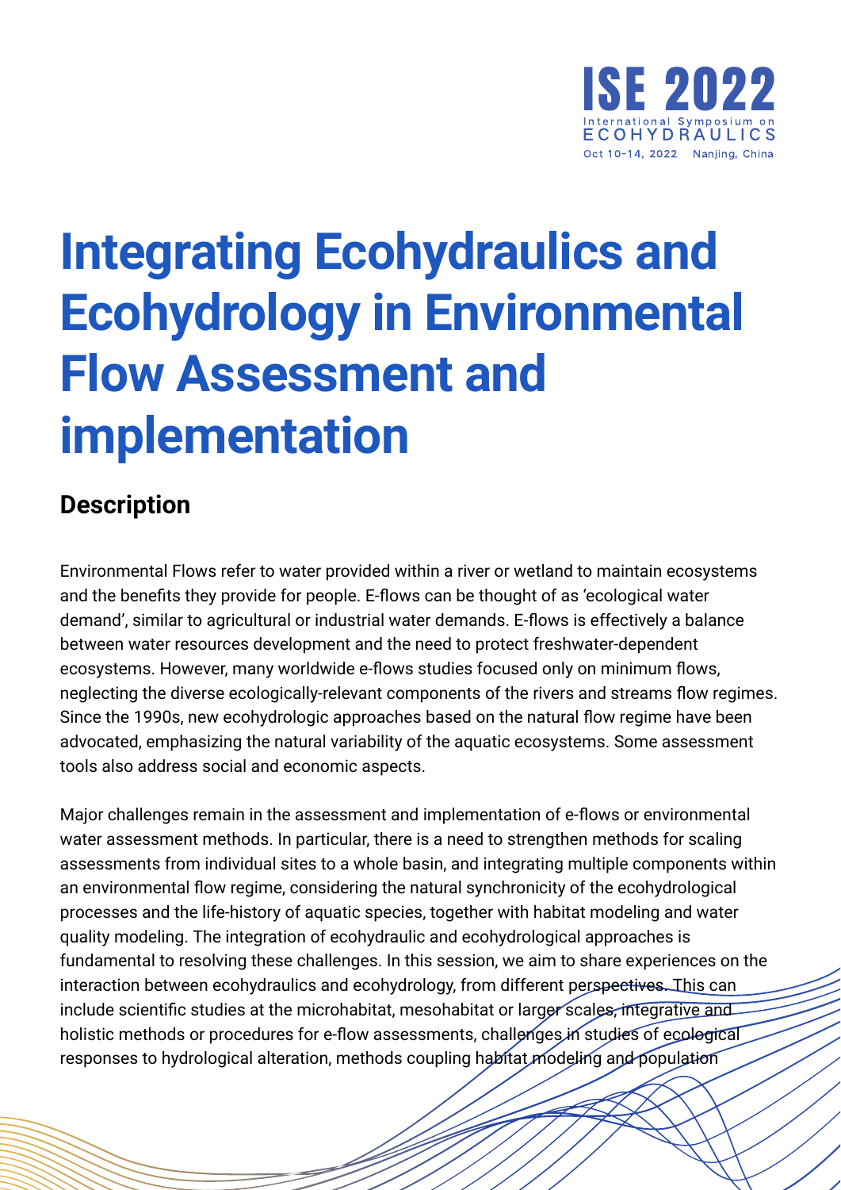# Integrating Ecohydraulics and Ecohydrology in Environmental Flow Assessment and implementation

## Description

Environmental Flows refer to water provided within a river or wetland to maintain ecosystems and the benefits they provide for people. E-flows can be thought of as 'ecological water demand', similar to agricultural or industrial water demands. E-flows is effectively a balance between water resources development and the need to protect freshwater-dependent ecosystems. However, many worldwide e-flows studies focused only on minimum flows, neglecting the diverse ecologically-relevant components of the rivers and streams flow regimes. Since the 1990s, new ecohydrologic approaches based on the natural flow regime have been advocated, emphasizing the natural variability of the aquatic ecosystems. Some assessment tools also address social and economic aspects.

Major challenges remain in the assessment and implementation of e-flows or environmental water assessment methods. In particular, there is a need to strengthen methods for scaling assessments from individual sites to a whole basin, and integrating multiple components within an environmental flow regime, considering the natural synchronicity of the ecohydrological processes and the life-history of aquatic species, together with habitat modeling and water quality modeling. The integration of ecohydraulic and ecohydrological approaches is fundamental to resolving these challenges. In this session, we aim to share experiences on the interaction between ecohydraulics and ecohydrology, from different perspectives. This can include scientific studies at the microhabitat, mesohabitat or larger scales, integrative and holistic methods or procedures for e-flow assessments, challenges in studies of ecological responses to hydrological alteration, methods coupling habitat modeling and population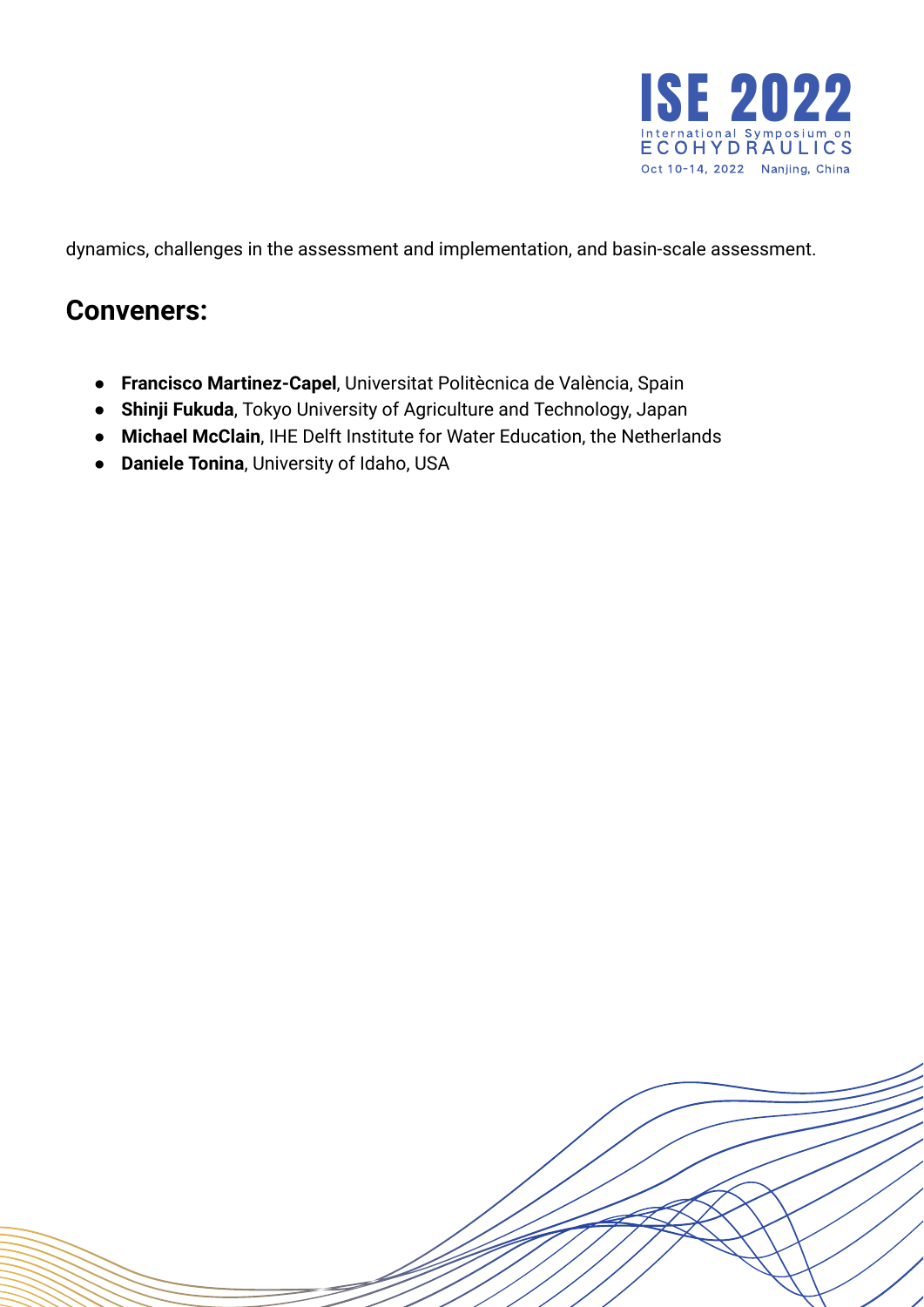dynamics, challenges in the assessment and implementation, and basin-scale assessment.

## Conveners:

- **Francisco Martinez-Capel**, Universitat Politècnica de València, Spain
- **Shinji Fukuda**, Tokyo University of Agriculture and Technology, Japan
- **Michael McClain**, IHE Delft Institute for Water Education, the Netherlands
- **Daniele Tonina**, University of Idaho, USA